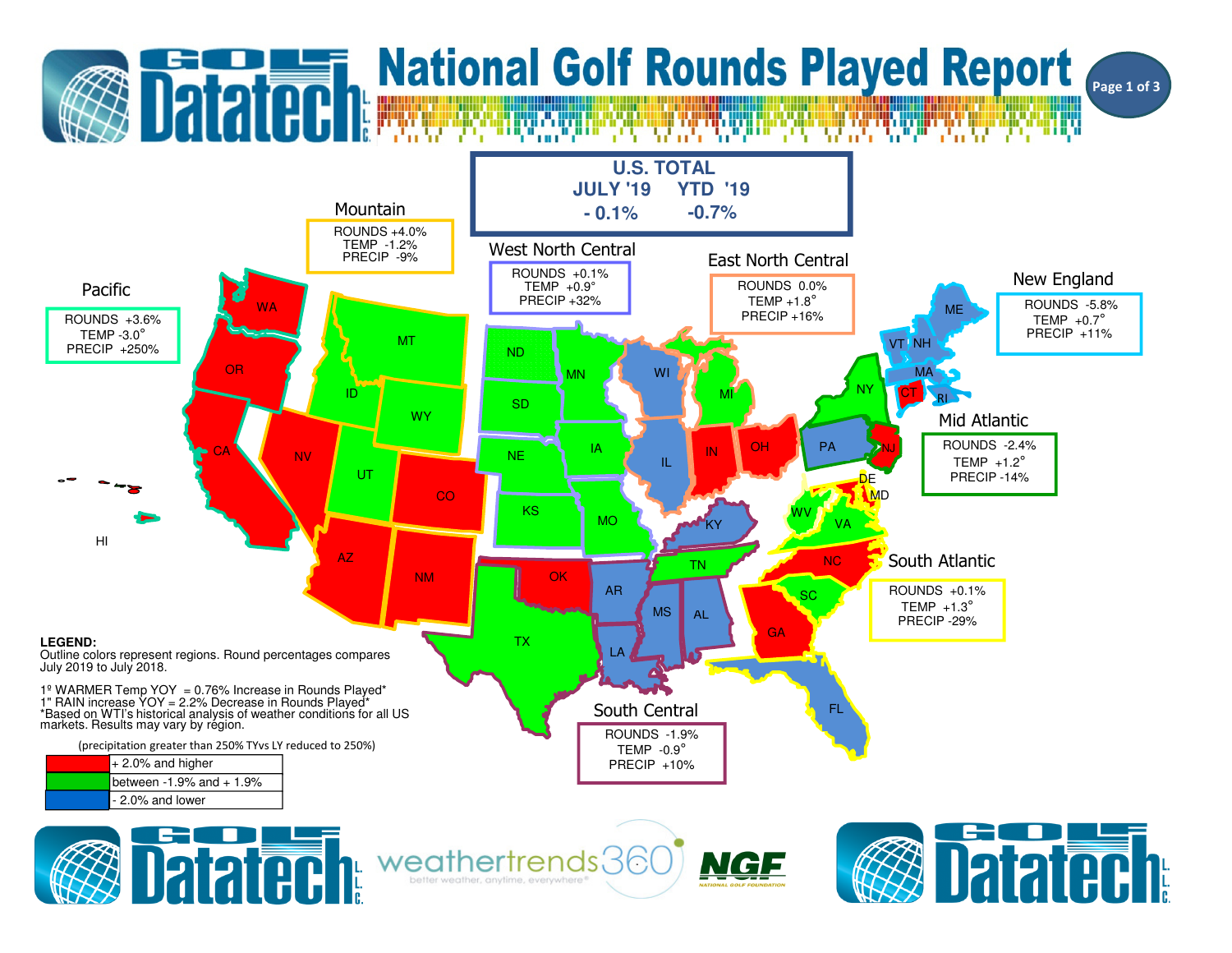# National Golf Rounds Played Report

## U.S. TOTAL

| JULY '19 | YTD '19 |
| --- | --- |
| - 0.1% | -0.7% |

### Mountain
ROUNDS +4.0%
TEMP -1.2%
PRECIP -9%

### West North Central
ROUNDS +0.1%
TEMP +0.9°
PRECIP +32%

### East North Central
ROUNDS 0.0%
TEMP +1.8°
PRECIP +16%

### Pacific
ROUNDS +3.6%
TEMP -3.0°
PRECIP +250%

### New England
ROUNDS -5.8%
TEMP +0.7°
PRECIP +11%

### Mid Atlantic
ROUNDS -2.4%
TEMP +1.2°
PRECIP -14%

### South Atlantic
ROUNDS +0.1%
TEMP +1.3°
PRECIP -29%

### South Central
ROUNDS -1.9%
TEMP -0.9°
PRECIP +10%

WA, OR, CA, HI, NV, AZ, NM, CO, OK, IN, OH, NJ, CT, DE, MD, NC, GA

ID, MT, WY, UT, ND, SD, NE, KS, MN, IA, MO, TX, TN, MI, NY, WV, VA, SC

WI, IL, KY, AR, LA, MS, AL, FL, PA, ME, VT, NH, MA, RI

**LEGEND:**
Outline colors represent regions. Round percentages compares July 2019 to July 2018.

1º WARMER Temp YOY = 0.76% Increase in Rounds Played*
1" RAIN increase YOY = 2.2% Decrease in Rounds Played*
*Based on WTI's historical analysis of weather conditions for all US markets. Results may vary by region.

(precipitation greater than 250% TYvs LY reduced to 250%)

| Color | Range |
| --- | --- |
| Red | + 2.0% and higher |
| Green | between -1.9% and + 1.9% |
| Blue | - 2.0% and lower |

Golf Datatech L.L.C. | weathertrends360 better weather, anytime, everywhere® | NGF National Golf Foundation | Golf Datatech L.L.C.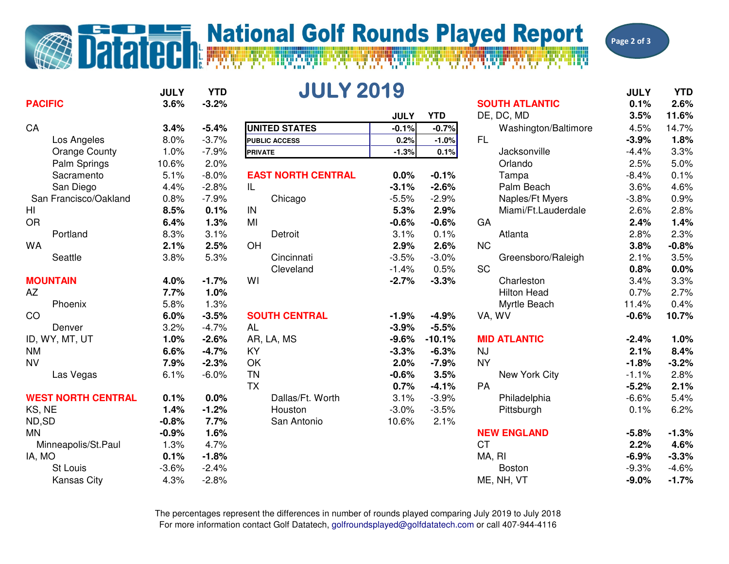# National Golf Rounds Played Report

## JULY 2019

| | JULY | YTD |
|---|---|---|
| **UNITED STATES** | **-0.1%** | **-0.7%** |
| **PUBLIC ACCESS** | **0.2%** | **-1.0%** |
| **PRIVATE** | **-1.3%** | **0.1%** |

| | JULY | YTD |
|---|---|---|
| **PACIFIC** | **3.6%** | **-3.2%** |
| CA | **3.4%** | **-5.4%** |
| Los Angeles | 8.0% | -3.7% |
| Orange County | 1.0% | -7.9% |
| Palm Springs | 10.6% | 2.0% |
| Sacramento | 5.1% | -8.0% |
| San Diego | 4.4% | -2.8% |
| San Francisco/Oakland | 0.8% | -7.9% |
| HI | **8.5%** | **0.1%** |
| OR | **6.4%** | **1.3%** |
| Portland | 8.3% | 3.1% |
| WA | **2.1%** | **2.5%** |
| Seattle | 3.8% | 5.3% |
| **MOUNTAIN** | **4.0%** | **-1.7%** |
| AZ | **7.7%** | **1.0%** |
| Phoenix | 5.8% | 1.3% |
| CO | **6.0%** | **-3.5%** |
| Denver | 3.2% | -4.7% |
| ID, WY, MT, UT | **1.0%** | **-2.6%** |
| NM | **6.6%** | **-4.7%** |
| NV | **7.9%** | **-2.3%** |
| Las Vegas | 6.1% | -6.0% |
| **WEST NORTH CENTRAL** | **0.1%** | **0.0%** |
| KS, NE | **1.4%** | **-1.2%** |
| ND,SD | **-0.8%** | **7.7%** |
| MN | **-0.9%** | **1.6%** |
| Minneapolis/St.Paul | 1.3% | 4.7% |
| IA, MO | **0.1%** | **-1.8%** |
| St Louis | -3.6% | -2.4% |
| Kansas City | 4.3% | -2.8% |

| | JULY | YTD |
|---|---|---|
| **EAST NORTH CENTRAL** | **0.0%** | **-0.1%** |
| IL | **-3.1%** | **-2.6%** |
| Chicago | -5.5% | -2.9% |
| IN | **5.3%** | **2.9%** |
| MI | **-0.6%** | **-0.6%** |
| Detroit | 3.1% | 0.1% |
| OH | **2.9%** | **2.6%** |
| Cincinnati | -3.5% | -3.0% |
| Cleveland | -1.4% | 0.5% |
| WI | **-2.7%** | **-3.3%** |
| **SOUTH CENTRAL** | **-1.9%** | **-4.9%** |
| AL | **-3.9%** | **-5.5%** |
| AR, LA, MS | **-9.6%** | **-10.1%** |
| KY | **-3.3%** | **-6.3%** |
| OK | **2.0%** | **-7.9%** |
| TN | **-0.6%** | **3.5%** |
| TX | **0.7%** | **-4.1%** |
| Dallas/Ft. Worth | 3.1% | -3.9% |
| Houston | -3.0% | -3.5% |
| San Antonio | 10.6% | 2.1% |

| | JULY | YTD |
|---|---|---|
| **SOUTH ATLANTIC** | **0.1%** | **2.6%** |
| DE, DC, MD | **3.5%** | **11.6%** |
| Washington/Baltimore | 4.5% | 14.7% |
| FL | **-3.9%** | **1.8%** |
| Jacksonville | -4.4% | 3.3% |
| Orlando | 2.5% | 5.0% |
| Tampa | -8.4% | 0.1% |
| Palm Beach | 3.6% | 4.6% |
| Naples/Ft Myers | -3.8% | 0.9% |
| Miami/Ft.Lauderdale | 2.6% | 2.8% |
| GA | **2.4%** | **1.4%** |
| Atlanta | 2.8% | 2.3% |
| NC | **3.8%** | **-0.8%** |
| Greensboro/Raleigh | 2.1% | 3.5% |
| SC | **0.8%** | **0.0%** |
| Charleston | 3.4% | 3.3% |
| Hilton Head | 0.7% | 2.7% |
| Myrtle Beach | 11.4% | 0.4% |
| VA, WV | **-0.6%** | **10.7%** |
| **MID ATLANTIC** | **-2.4%** | **1.0%** |
| NJ | **2.1%** | **8.4%** |
| NY | **-1.8%** | **-3.2%** |
| New York City | -1.1% | 2.8% |
| PA | **-5.2%** | **2.1%** |
| Philadelphia | -6.6% | 5.4% |
| Pittsburgh | 0.1% | 6.2% |
| **NEW ENGLAND** | **-5.8%** | **-1.3%** |
| CT | **2.2%** | **4.6%** |
| MA, RI | **-6.9%** | **-3.3%** |
| Boston | -9.3% | -4.6% |
| ME, NH, VT | **-9.0%** | **-1.7%** |

The percentages represent the differences in number of rounds played comparing July 2019 to July 2018
For more information contact Golf Datatech, golfroundsplayed@golfdatatech.com or call 407-944-4116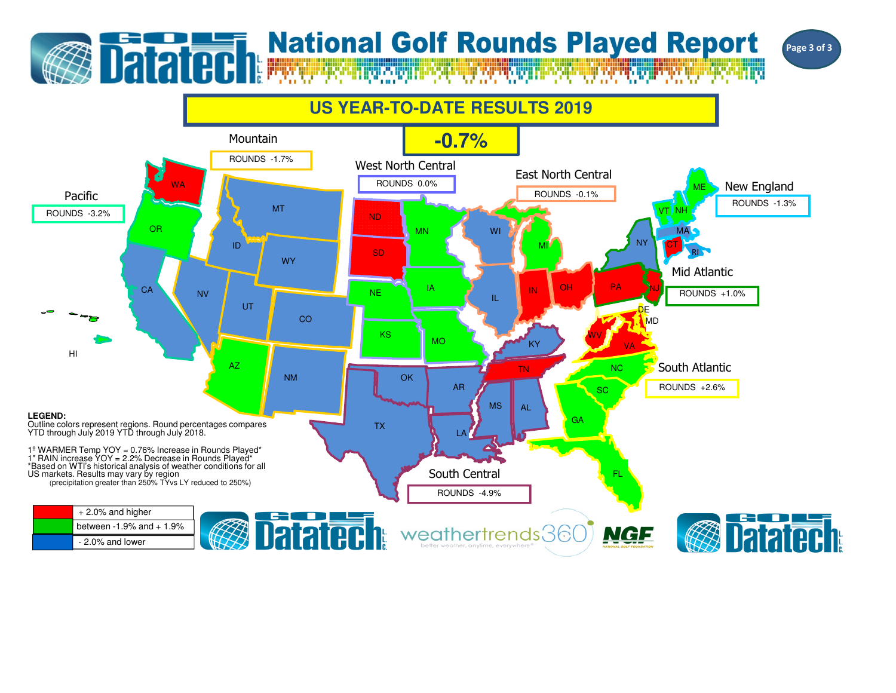# National Golf Rounds Played Report

## US YEAR-TO-DATE RESULTS 2019

**-0.7%**

Pacific
ROUNDS -3.2%

Mountain
ROUNDS -1.7%

West North Central
ROUNDS 0.0%

East North Central
ROUNDS -0.1%

New England
ROUNDS -1.3%

Mid Atlantic
ROUNDS +1.0%

South Atlantic
ROUNDS +2.6%

South Central
ROUNDS -4.9%

WA OR CA NV ID MT WY UT CO AZ NM ND SD NE KS MN IA MO WI IL MI IN OH KY TN OK TX AR LA MS AL PA NY NJ DE MD WV VA NC SC GA FL ME VT NH MA CT RI HI

**LEGEND:**
Outline colors represent regions. Round percentages compares YTD through July 2019 YTD through July 2018.

1º WARMER Temp YOY = 0.76% Increase in Rounds Played*
1" RAIN increase YOY = 2.2% Decrease in Rounds Played*
*Based on WTI's historical analysis of weather conditions for all US markets. Results may vary by region
(precipitation greater than 250% TYvs LY reduced to 250%)

+ 2.0% and higher
between -1.9% and + 1.9%
- 2.0% and lower